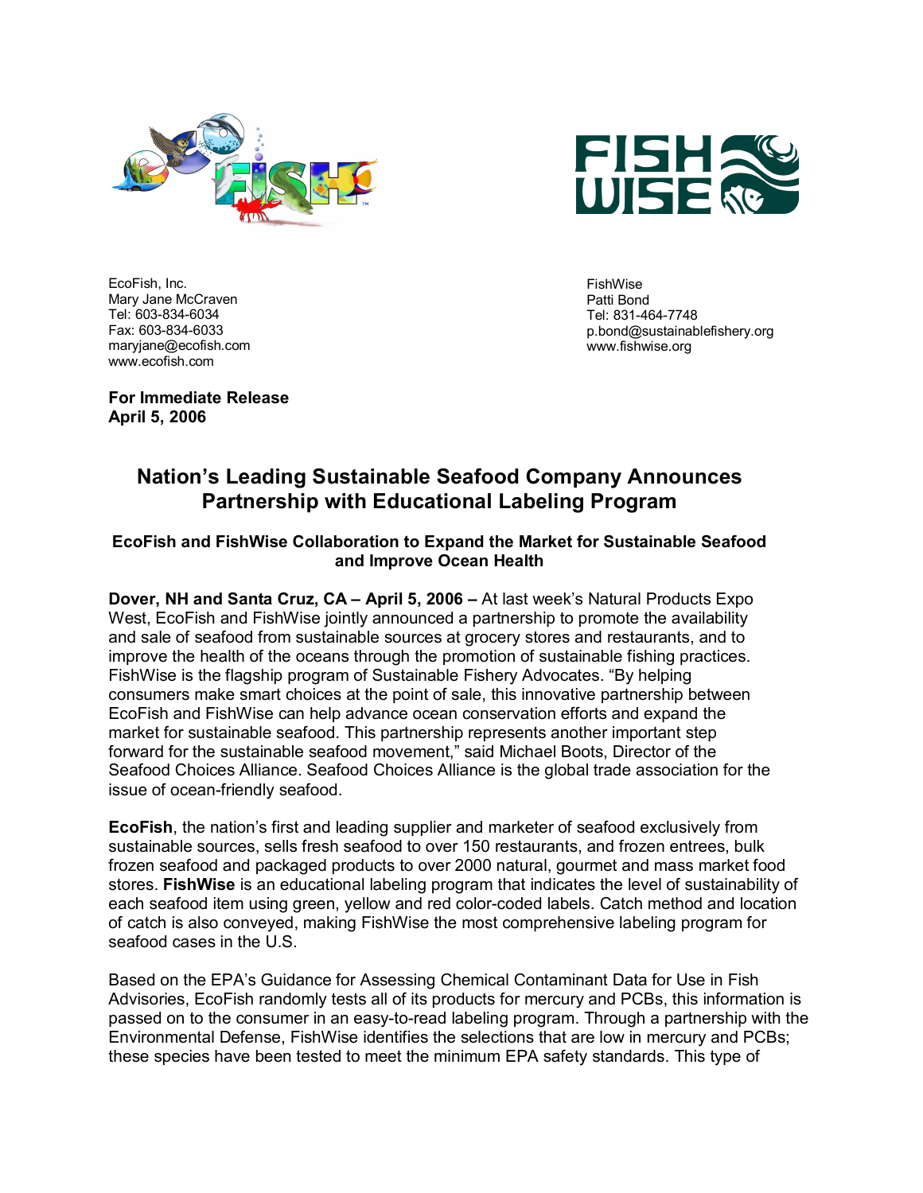EcoFish, Inc.
Mary Jane McCraven
Tel: 603-834-6034
Fax: 603-834-6033
maryjane@ecofish.com
www.ecofish.com

FishWise
Patti Bond
Tel: 831-464-7748
p.bond@sustainablefishery.org
www.fishwise.org

**For Immediate Release**
**April 5, 2006**

# Nation's Leading Sustainable Seafood Company Announces Partnership with Educational Labeling Program

### EcoFish and FishWise Collaboration to Expand the Market for Sustainable Seafood and Improve Ocean Health

**Dover, NH and Santa Cruz, CA – April 5, 2006 –** At last week's Natural Products Expo West, EcoFish and FishWise jointly announced a partnership to promote the availability and sale of seafood from sustainable sources at grocery stores and restaurants, and to improve the health of the oceans through the promotion of sustainable fishing practices. FishWise is the flagship program of Sustainable Fishery Advocates. "By helping consumers make smart choices at the point of sale, this innovative partnership between EcoFish and FishWise can help advance ocean conservation efforts and expand the market for sustainable seafood. This partnership represents another important step forward for the sustainable seafood movement," said Michael Boots, Director of the Seafood Choices Alliance. Seafood Choices Alliance is the global trade association for the issue of ocean-friendly seafood.

**EcoFish**, the nation's first and leading supplier and marketer of seafood exclusively from sustainable sources, sells fresh seafood to over 150 restaurants, and frozen entrees, bulk frozen seafood and packaged products to over 2000 natural, gourmet and mass market food stores. **FishWise** is an educational labeling program that indicates the level of sustainability of each seafood item using green, yellow and red color-coded labels. Catch method and location of catch is also conveyed, making FishWise the most comprehensive labeling program for seafood cases in the U.S.

Based on the EPA's Guidance for Assessing Chemical Contaminant Data for Use in Fish Advisories, EcoFish randomly tests all of its products for mercury and PCBs, this information is passed on to the consumer in an easy-to-read labeling program. Through a partnership with the Environmental Defense, FishWise identifies the selections that are low in mercury and PCBs; these species have been tested to meet the minimum EPA safety standards. This type of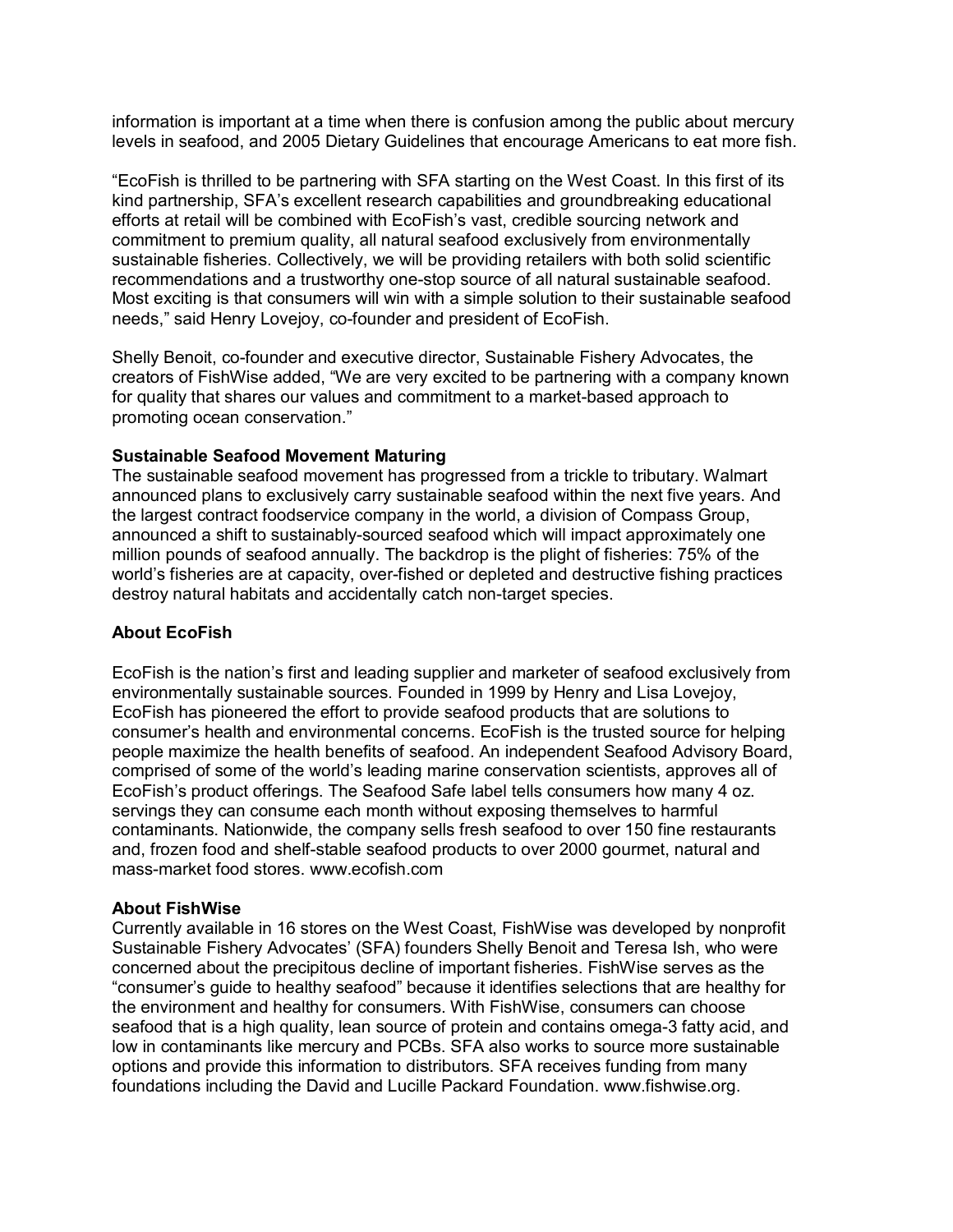information is important at a time when there is confusion among the public about mercury levels in seafood, and 2005 Dietary Guidelines that encourage Americans to eat more fish.

"EcoFish is thrilled to be partnering with SFA starting on the West Coast. In this first of its kind partnership, SFA's excellent research capabilities and groundbreaking educational efforts at retail will be combined with EcoFish's vast, credible sourcing network and commitment to premium quality, all natural seafood exclusively from environmentally sustainable fisheries. Collectively, we will be providing retailers with both solid scientific recommendations and a trustworthy one-stop source of all natural sustainable seafood. Most exciting is that consumers will win with a simple solution to their sustainable seafood needs," said Henry Lovejoy, co-founder and president of EcoFish.

Shelly Benoit, co-founder and executive director, Sustainable Fishery Advocates, the creators of FishWise added, "We are very excited to be partnering with a company known for quality that shares our values and commitment to a market-based approach to promoting ocean conservation."

**Sustainable Seafood Movement Maturing**

The sustainable seafood movement has progressed from a trickle to tributary. Walmart announced plans to exclusively carry sustainable seafood within the next five years. And the largest contract foodservice company in the world, a division of Compass Group, announced a shift to sustainably-sourced seafood which will impact approximately one million pounds of seafood annually. The backdrop is the plight of fisheries: 75% of the world's fisheries are at capacity, over-fished or depleted and destructive fishing practices destroy natural habitats and accidentally catch non-target species.

**About EcoFish**

EcoFish is the nation's first and leading supplier and marketer of seafood exclusively from environmentally sustainable sources. Founded in 1999 by Henry and Lisa Lovejoy, EcoFish has pioneered the effort to provide seafood products that are solutions to consumer's health and environmental concerns. EcoFish is the trusted source for helping people maximize the health benefits of seafood. An independent Seafood Advisory Board, comprised of some of the world's leading marine conservation scientists, approves all of EcoFish's product offerings. The Seafood Safe label tells consumers how many 4 oz. servings they can consume each month without exposing themselves to harmful contaminants. Nationwide, the company sells fresh seafood to over 150 fine restaurants and, frozen food and shelf-stable seafood products to over 2000 gourmet, natural and mass-market food stores. www.ecofish.com

**About FishWise**

Currently available in 16 stores on the West Coast, FishWise was developed by nonprofit Sustainable Fishery Advocates' (SFA) founders Shelly Benoit and Teresa Ish, who were concerned about the precipitous decline of important fisheries. FishWise serves as the "consumer's guide to healthy seafood" because it identifies selections that are healthy for the environment and healthy for consumers. With FishWise, consumers can choose seafood that is a high quality, lean source of protein and contains omega-3 fatty acid, and low in contaminants like mercury and PCBs. SFA also works to source more sustainable options and provide this information to distributors. SFA receives funding from many foundations including the David and Lucille Packard Foundation. www.fishwise.org.